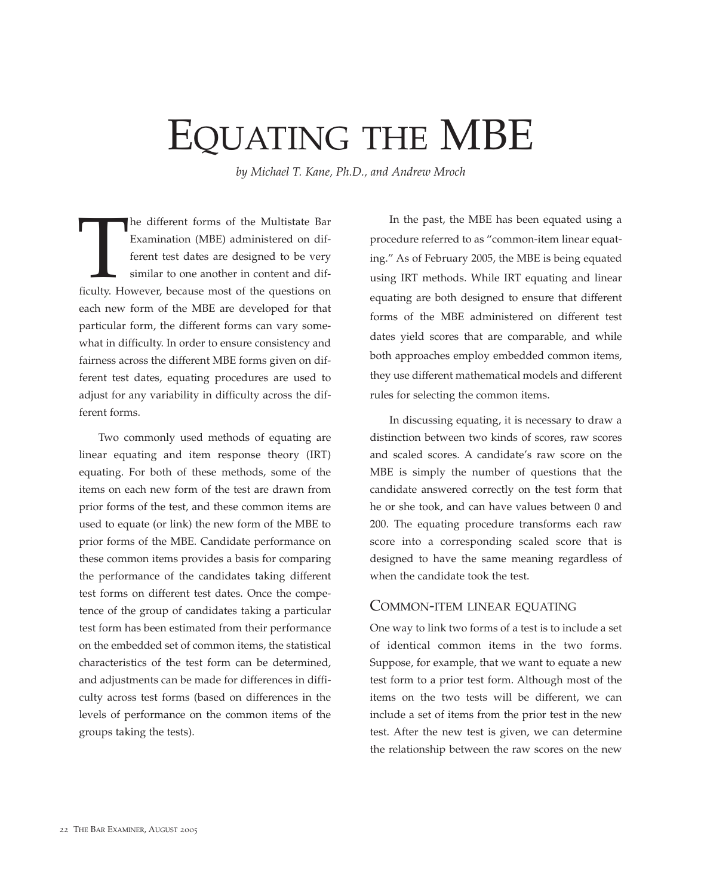# EQUATING THE MBE

*by Michael T. Kane, Ph.D., and Andrew Mroch*

The different forms of the Multistate Bar Examination (MBE) administered on different test dates are designed to be very similar to one another in content and difficulty. However, because most of the questions on each new form of the MBE are developed for that particular form, the different forms can vary somewhat in difficulty. In order to ensure consistency and fairness across the different MBE forms given on different test dates, equating procedures are used to adjust for any variability in difficulty across the different forms.

Two commonly used methods of equating are linear equating and item response theory (IRT) equating. For both of these methods, some of the items on each new form of the test are drawn from prior forms of the test, and these common items are used to equate (or link) the new form of the MBE to prior forms of the MBE. Candidate performance on these common items provides a basis for comparing the performance of the candidates taking different test forms on different test dates. Once the competence of the group of candidates taking a particular test form has been estimated from their performance on the embedded set of common items, the statistical characteristics of the test form can be determined, and adjustments can be made for differences in difficulty across test forms (based on differences in the levels of performance on the common items of the groups taking the tests).

In the past, the MBE has been equated using a procedure referred to as "common-item linear equating." As of February 2005, the MBE is being equated using IRT methods. While IRT equating and linear equating are both designed to ensure that different forms of the MBE administered on different test dates yield scores that are comparable, and while both approaches employ embedded common items, they use different mathematical models and different rules for selecting the common items.

In discussing equating, it is necessary to draw a distinction between two kinds of scores, raw scores and scaled scores. A candidate's raw score on the MBE is simply the number of questions that the candidate answered correctly on the test form that he or she took, and can have values between 0 and 200. The equating procedure transforms each raw score into a corresponding scaled score that is designed to have the same meaning regardless of when the candidate took the test.

## COMMON-ITEM LINEAR EQUATING

One way to link two forms of a test is to include a set of identical common items in the two forms. Suppose, for example, that we want to equate a new test form to a prior test form. Although most of the items on the two tests will be different, we can include a set of items from the prior test in the new test. After the new test is given, we can determine the relationship between the raw scores on the new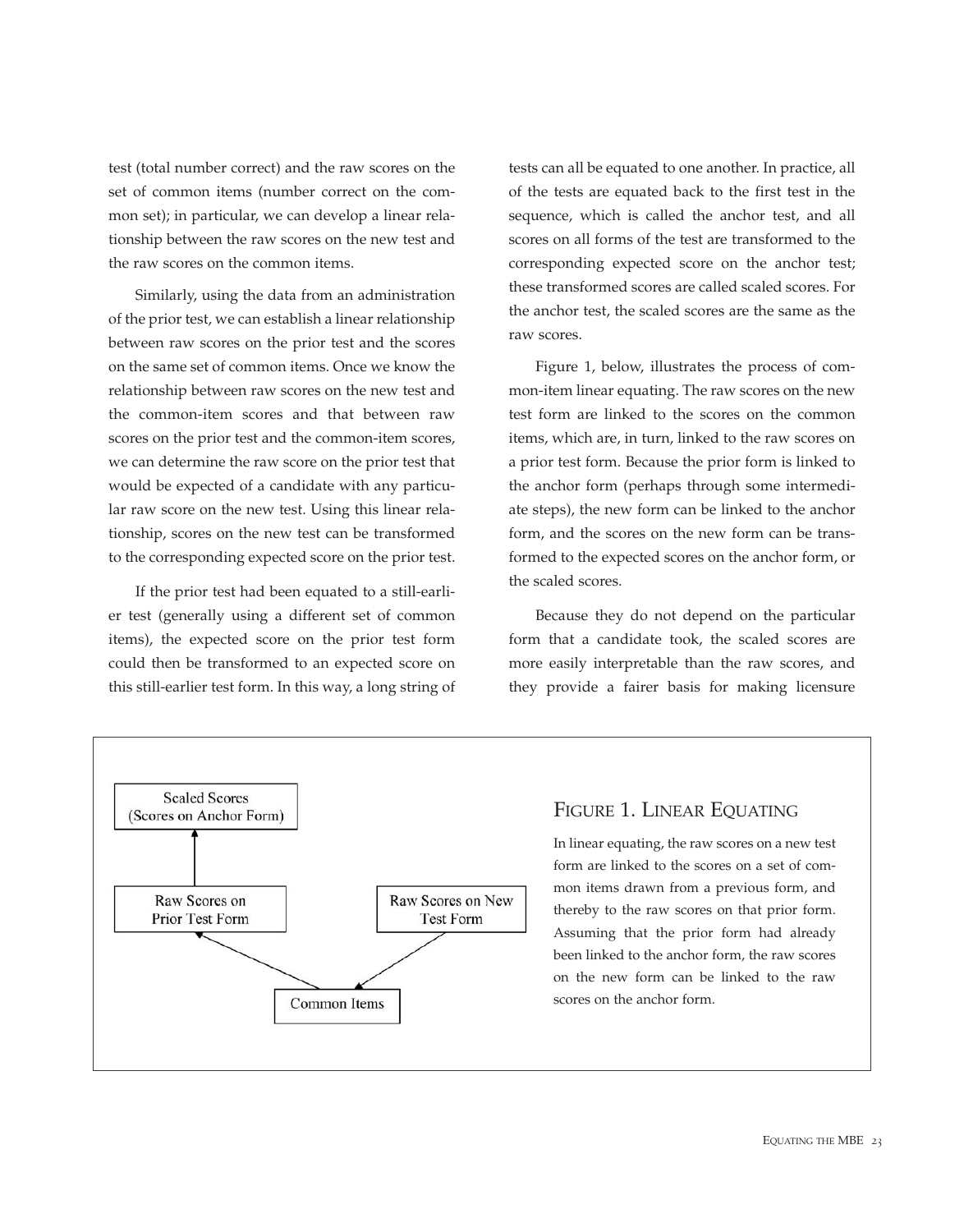test (total number correct) and the raw scores on the set of common items (number correct on the common set); in particular, we can develop a linear relationship between the raw scores on the new test and the raw scores on the common items.

Similarly, using the data from an administration of the prior test, we can establish a linear relationship between raw scores on the prior test and the scores on the same set of common items. Once we know the relationship between raw scores on the new test and the common-item scores and that between raw scores on the prior test and the common-item scores, we can determine the raw score on the prior test that would be expected of a candidate with any particular raw score on the new test. Using this linear relationship, scores on the new test can be transformed to the corresponding expected score on the prior test.

If the prior test had been equated to a still-earlier test (generally using a different set of common items), the expected score on the prior test form could then be transformed to an expected score on this still-earlier test form. In this way, a long string of tests can all be equated to one another. In practice, all of the tests are equated back to the first test in the sequence, which is called the anchor test, and all scores on all forms of the test are transformed to the corresponding expected score on the anchor test; these transformed scores are called scaled scores. For the anchor test, the scaled scores are the same as the raw scores.

Figure 1, below, illustrates the process of common-item linear equating. The raw scores on the new test form are linked to the scores on the common items, which are, in turn, linked to the raw scores on a prior test form. Because the prior form is linked to the anchor form (perhaps through some intermediate steps), the new form can be linked to the anchor form, and the scores on the new form can be transformed to the expected scores on the anchor form, or the scaled scores.

Because they do not depend on the particular form that a candidate took, the scaled scores are more easily interpretable than the raw scores, and they provide a fairer basis for making licensure

Scaled Scores (Scores on Anchor Form) ← Raw Scores on Prior Test Form ← Common Items ← Raw Scores on New Test Form

## Figure 1. Linear Equating

In linear equating, the raw scores on a new test form are linked to the scores on a set of common items drawn from a previous form, and thereby to the raw scores on that prior form. Assuming that the prior form had already been linked to the anchor form, the raw scores on the new form can be linked to the raw scores on the anchor form.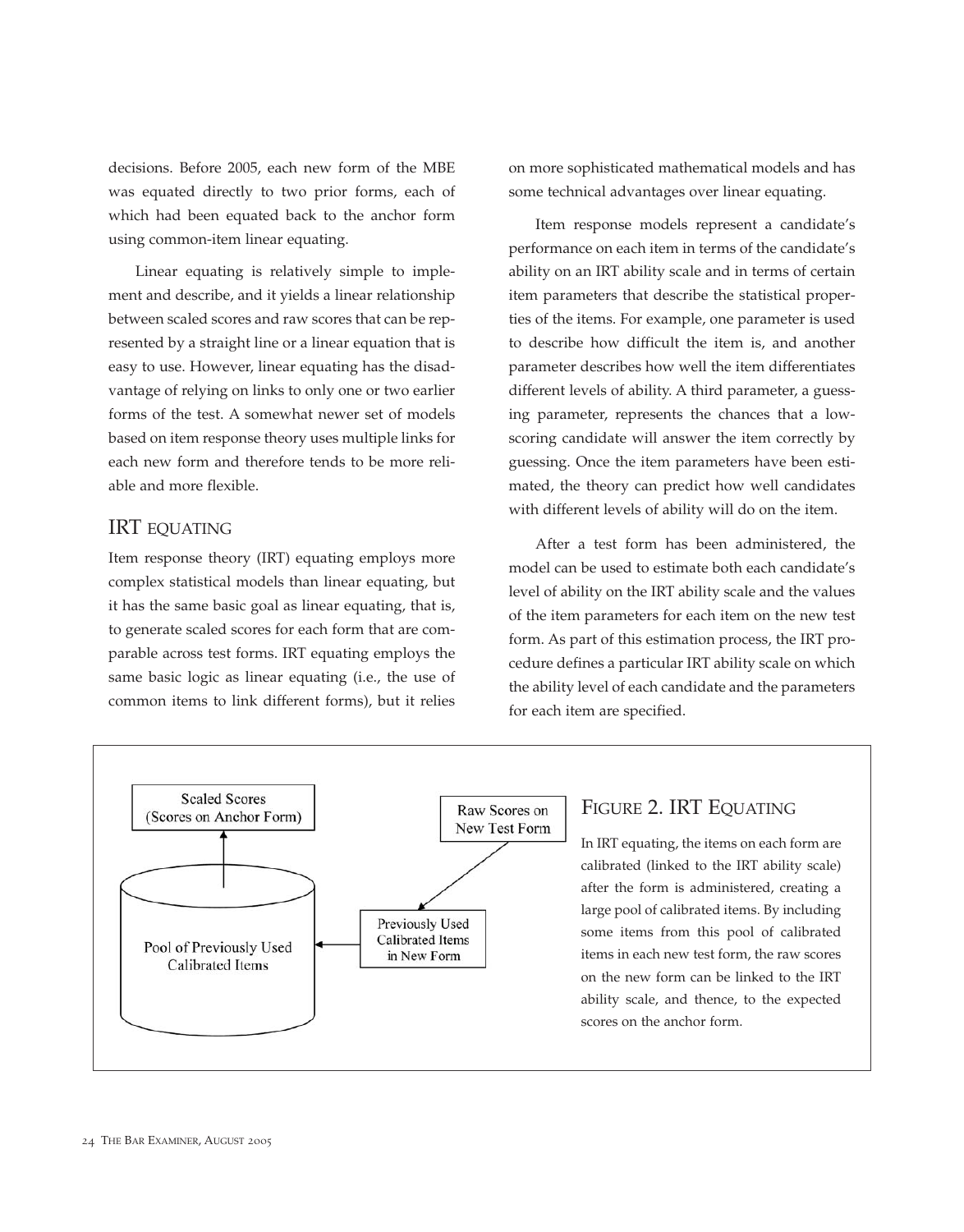decisions. Before 2005, each new form of the MBE was equated directly to two prior forms, each of which had been equated back to the anchor form using common-item linear equating.

Linear equating is relatively simple to implement and describe, and it yields a linear relationship between scaled scores and raw scores that can be represented by a straight line or a linear equation that is easy to use. However, linear equating has the disadvantage of relying on links to only one or two earlier forms of the test. A somewhat newer set of models based on item response theory uses multiple links for each new form and therefore tends to be more reliable and more flexible.

## IRT Equating

Item response theory (IRT) equating employs more complex statistical models than linear equating, but it has the same basic goal as linear equating, that is, to generate scaled scores for each form that are comparable across test forms. IRT equating employs the same basic logic as linear equating (i.e., the use of common items to link different forms), but it relies on more sophisticated mathematical models and has some technical advantages over linear equating.

Item response models represent a candidate's performance on each item in terms of the candidate's ability on an IRT ability scale and in terms of certain item parameters that describe the statistical properties of the items. For example, one parameter is used to describe how difficult the item is, and another parameter describes how well the item differentiates different levels of ability. A third parameter, a guessing parameter, represents the chances that a low-scoring candidate will answer the item correctly by guessing. Once the item parameters have been estimated, the theory can predict how well candidates with different levels of ability will do on the item.

After a test form has been administered, the model can be used to estimate both each candidate's level of ability on the IRT ability scale and the values of the item parameters for each item on the new test form. As part of this estimation process, the IRT procedure defines a particular IRT ability scale on which the ability level of each candidate and the parameters for each item are specified.

Scaled Scores (Scores on Anchor Form)

Raw Scores on New Test Form

Previously Used Calibrated Items in New Form

Pool of Previously Used Calibrated Items

### Figure 2. IRT Equating

In IRT equating, the items on each form are calibrated (linked to the IRT ability scale) after the form is administered, creating a large pool of calibrated items. By including some items from this pool of calibrated items in each new test form, the raw scores on the new form can be linked to the IRT ability scale, and thence, to the expected scores on the anchor form.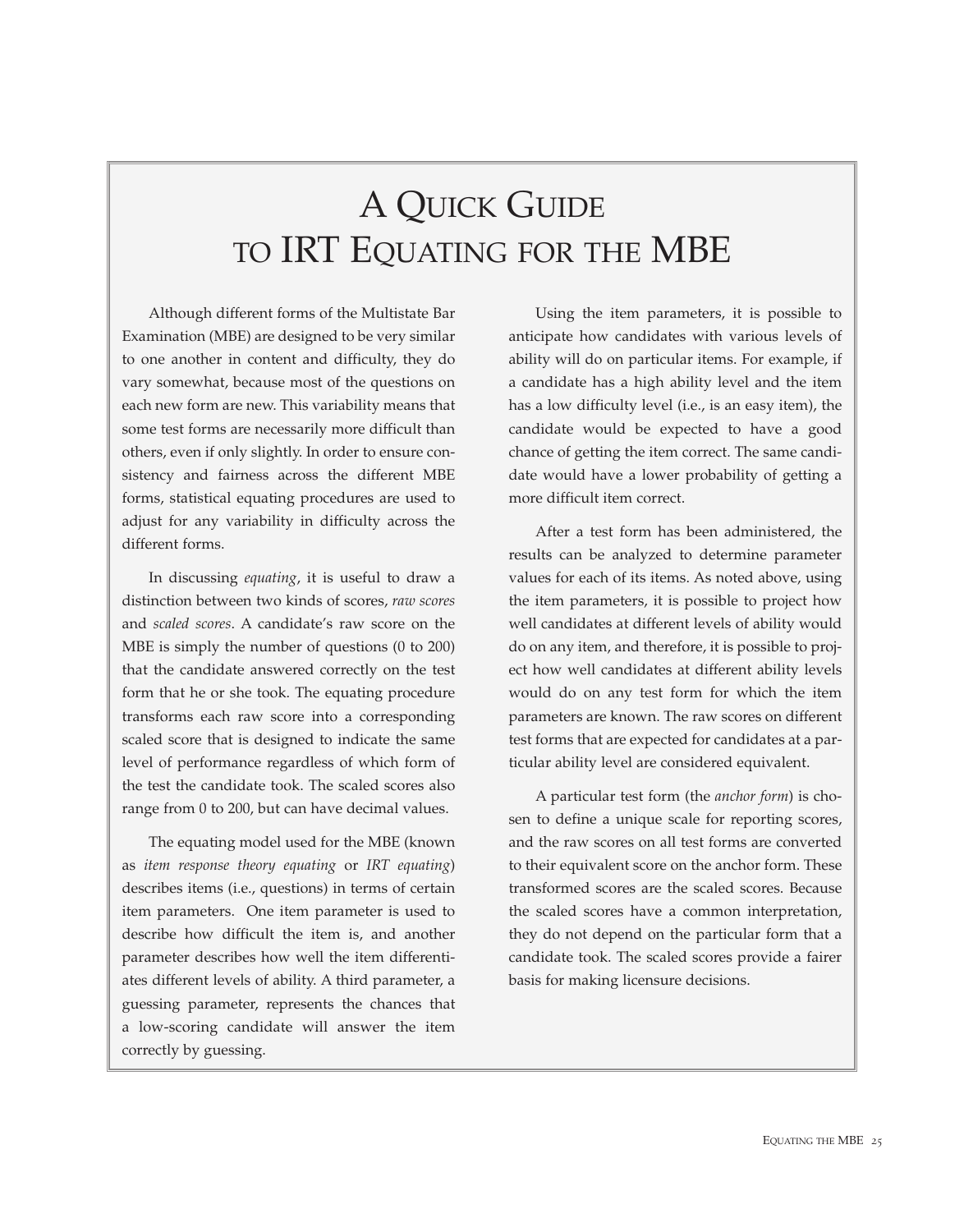# A Quick Guide to IRT Equating for the MBE

Although different forms of the Multistate Bar Examination (MBE) are designed to be very similar to one another in content and difficulty, they do vary somewhat, because most of the questions on each new form are new. This variability means that some test forms are necessarily more difficult than others, even if only slightly. In order to ensure consistency and fairness across the different MBE forms, statistical equating procedures are used to adjust for any variability in difficulty across the different forms.

In discussing *equating*, it is useful to draw a distinction between two kinds of scores, *raw scores* and *scaled scores*. A candidate's raw score on the MBE is simply the number of questions (0 to 200) that the candidate answered correctly on the test form that he or she took. The equating procedure transforms each raw score into a corresponding scaled score that is designed to indicate the same level of performance regardless of which form of the test the candidate took. The scaled scores also range from 0 to 200, but can have decimal values.

The equating model used for the MBE (known as *item response theory equating* or *IRT equating*) describes items (i.e., questions) in terms of certain item parameters. One item parameter is used to describe how difficult the item is, and another parameter describes how well the item differentiates different levels of ability. A third parameter, a guessing parameter, represents the chances that a low-scoring candidate will answer the item correctly by guessing.

Using the item parameters, it is possible to anticipate how candidates with various levels of ability will do on particular items. For example, if a candidate has a high ability level and the item has a low difficulty level (i.e., is an easy item), the candidate would be expected to have a good chance of getting the item correct. The same candidate would have a lower probability of getting a more difficult item correct.

After a test form has been administered, the results can be analyzed to determine parameter values for each of its items. As noted above, using the item parameters, it is possible to project how well candidates at different levels of ability would do on any item, and therefore, it is possible to project how well candidates at different ability levels would do on any test form for which the item parameters are known. The raw scores on different test forms that are expected for candidates at a particular ability level are considered equivalent.

A particular test form (the *anchor form*) is chosen to define a unique scale for reporting scores, and the raw scores on all test forms are converted to their equivalent score on the anchor form. These transformed scores are the scaled scores. Because the scaled scores have a common interpretation, they do not depend on the particular form that a candidate took. The scaled scores provide a fairer basis for making licensure decisions.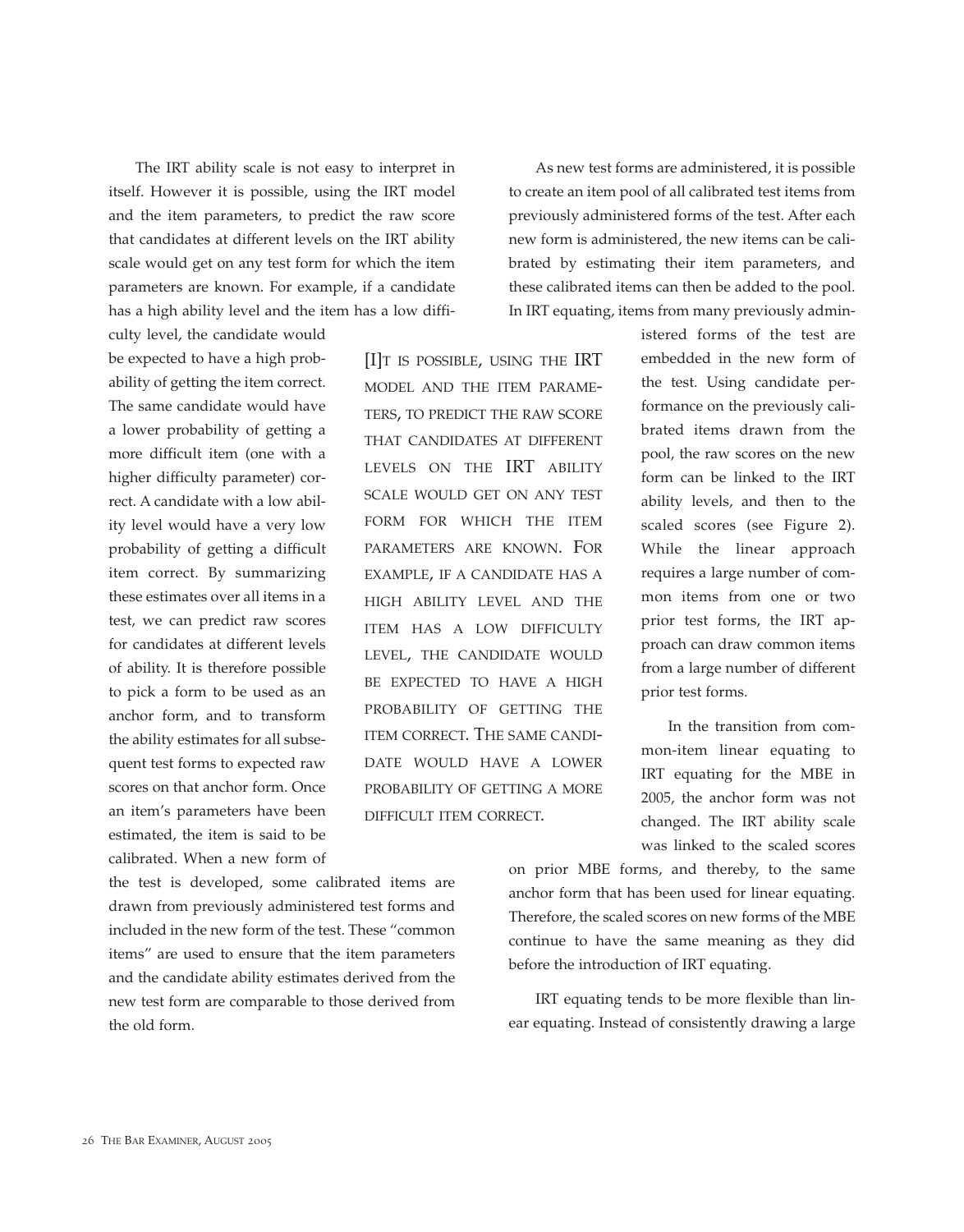The IRT ability scale is not easy to interpret in itself. However it is possible, using the IRT model and the item parameters, to predict the raw score that candidates at different levels on the IRT ability scale would get on any test form for which the item parameters are known. For example, if a candidate has a high ability level and the item has a low difficulty level, the candidate would be expected to have a high probability of getting the item correct. The same candidate would have a lower probability of getting a more difficult item (one with a higher difficulty parameter) correct. A candidate with a low ability level would have a very low probability of getting a difficult item correct. By summarizing these estimates over all items in a test, we can predict raw scores for candidates at different levels of ability. It is therefore possible to pick a form to be used as an anchor form, and to transform the ability estimates for all subsequent test forms to expected raw scores on that anchor form. Once an item's parameters have been estimated, the item is said to be calibrated. When a new form of the test is developed, some calibrated items are drawn from previously administered test forms and included in the new form of the test. These "common items" are used to ensure that the item parameters and the candidate ability estimates derived from the new test form are comparable to those derived from the old form.

> [I]T IS POSSIBLE, USING THE IRT MODEL AND THE ITEM PARAMETERS, TO PREDICT THE RAW SCORE THAT CANDIDATES AT DIFFERENT LEVELS ON THE IRT ABILITY SCALE WOULD GET ON ANY TEST FORM FOR WHICH THE ITEM PARAMETERS ARE KNOWN. FOR EXAMPLE, IF A CANDIDATE HAS A HIGH ABILITY LEVEL AND THE ITEM HAS A LOW DIFFICULTY LEVEL, THE CANDIDATE WOULD BE EXPECTED TO HAVE A HIGH PROBABILITY OF GETTING THE ITEM CORRECT. THE SAME CANDIDATE WOULD HAVE A LOWER PROBABILITY OF GETTING A MORE DIFFICULT ITEM CORRECT.

As new test forms are administered, it is possible to create an item pool of all calibrated test items from previously administered forms of the test. After each new form is administered, the new items can be calibrated by estimating their item parameters, and these calibrated items can then be added to the pool. In IRT equating, items from many previously administered forms of the test are embedded in the new form of the test. Using candidate performance on the previously calibrated items drawn from the pool, the raw scores on the new form can be linked to the IRT ability levels, and then to the scaled scores (see Figure 2). While the linear approach requires a large number of common items from one or two prior test forms, the IRT approach can draw common items from a large number of different prior test forms.

In the transition from common-item linear equating to IRT equating for the MBE in 2005, the anchor form was not changed. The IRT ability scale was linked to the scaled scores on prior MBE forms, and thereby, to the same anchor form that has been used for linear equating. Therefore, the scaled scores on new forms of the MBE continue to have the same meaning as they did before the introduction of IRT equating.

IRT equating tends to be more flexible than linear equating. Instead of consistently drawing a large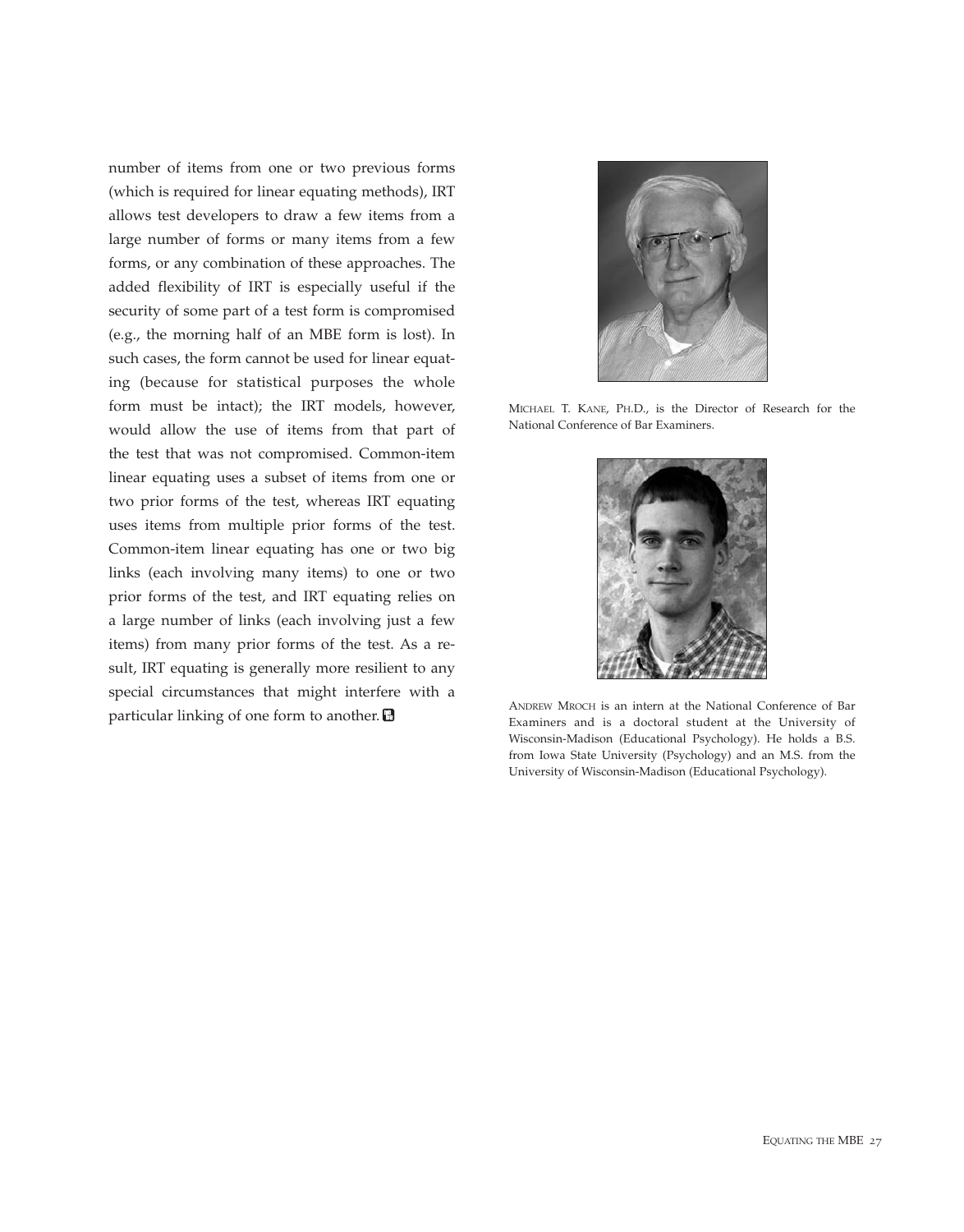number of items from one or two previous forms (which is required for linear equating methods), IRT allows test developers to draw a few items from a large number of forms or many items from a few forms, or any combination of these approaches. The added flexibility of IRT is especially useful if the security of some part of a test form is compromised (e.g., the morning half of an MBE form is lost). In such cases, the form cannot be used for linear equating (because for statistical purposes the whole form must be intact); the IRT models, however, would allow the use of items from that part of the test that was not compromised. Common-item linear equating uses a subset of items from one or two prior forms of the test, whereas IRT equating uses items from multiple prior forms of the test. Common-item linear equating has one or two big links (each involving many items) to one or two prior forms of the test, and IRT equating relies on a large number of links (each involving just a few items) from many prior forms of the test. As a result, IRT equating is generally more resilient to any special circumstances that might interfere with a particular linking of one form to another.

Michael T. Kane, Ph.D., is the Director of Research for the National Conference of Bar Examiners.

Andrew Mroch is an intern at the National Conference of Bar Examiners and is a doctoral student at the University of Wisconsin-Madison (Educational Psychology). He holds a B.S. from Iowa State University (Psychology) and an M.S. from the University of Wisconsin-Madison (Educational Psychology).